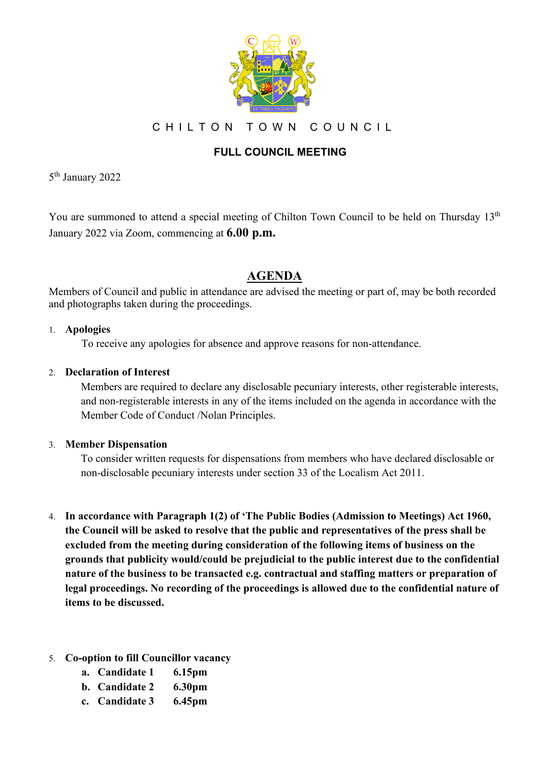# CHILTON TOWN COUNCIL

## FULL COUNCIL MEETING

5th January 2022

You are summoned to attend a special meeting of Chilton Town Council to be held on Thursday 13th January 2022 via Zoom, commencing at **6.00 p.m.**

## AGENDA

Members of Council and public in attendance are advised the meeting or part of, may be both recorded and photographs taken during the proceedings.

1. **Apologies**

   To receive any apologies for absence and approve reasons for non-attendance.

2. **Declaration of Interest**

   Members are required to declare any disclosable pecuniary interests, other registerable interests, and non-registerable interests in any of the items included on the agenda in accordance with the Member Code of Conduct /Nolan Principles.

3. **Member Dispensation**

   To consider written requests for dispensations from members who have declared disclosable or non-disclosable pecuniary interests under section 33 of the Localism Act 2011.

4. **In accordance with Paragraph 1(2) of 'The Public Bodies (Admission to Meetings) Act 1960, the Council will be asked to resolve that the public and representatives of the press shall be excluded from the meeting during consideration of the following items of business on the grounds that publicity would/could be prejudicial to the public interest due to the confidential nature of the business to be transacted e.g. contractual and staffing matters or preparation of legal proceedings. No recording of the proceedings is allowed due to the confidential nature of items to be discussed.**

5. **Co-option to fill Councillor vacancy**
   a. **Candidate 1 6.15pm**
   b. **Candidate 2 6.30pm**
   c. **Candidate 3 6.45pm**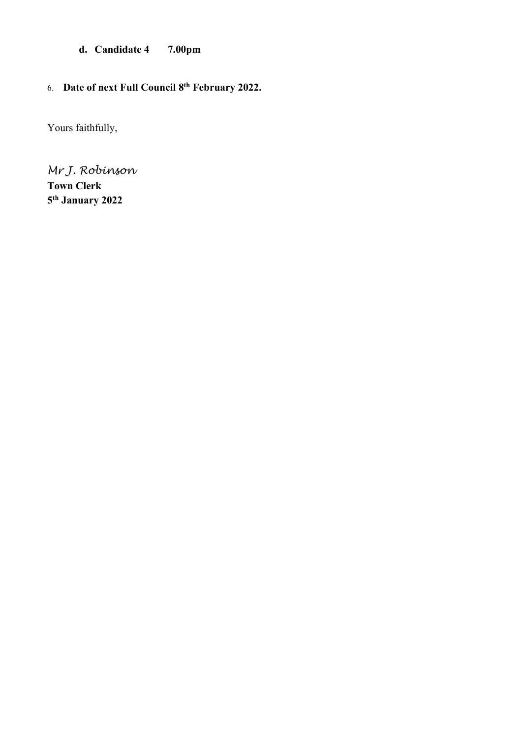d. **Candidate 4 7.00pm**

6. **Date of next Full Council 8th February 2022.**

Yours faithfully,

*Mr J. Robinson*
**Town Clerk**
**5th January 2022**